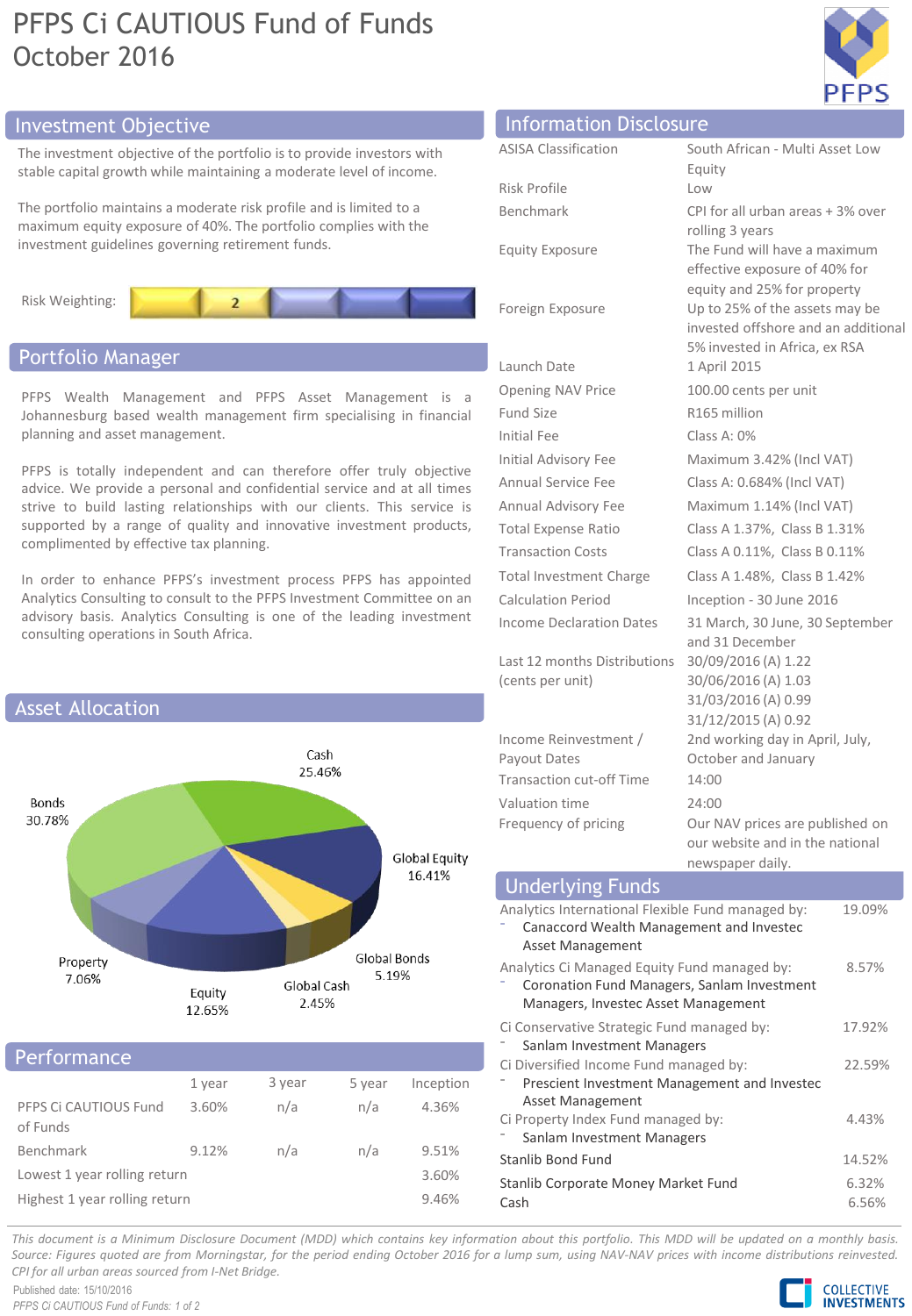# PFPS Ci CAUTIOUS Fund of Funds
October 2016

## Investment Objective

The investment objective of the portfolio is to provide investors with stable capital growth while maintaining a moderate level of income.

The portfolio maintains a moderate risk profile and is limited to a maximum equity exposure of 40%. The portfolio complies with the investment guidelines governing retirement funds.

Risk Weighting: 2

## Portfolio Manager

PFPS Wealth Management and PFPS Asset Management is a Johannesburg based wealth management firm specialising in financial planning and asset management.

PFPS is totally independent and can therefore offer truly objective advice. We provide a personal and confidential service and at all times strive to build lasting relationships with our clients. This service is supported by a range of quality and innovative investment products, complimented by effective tax planning.

In order to enhance PFPS's investment process PFPS has appointed Analytics Consulting to consult to the PFPS Investment Committee on an advisory basis. Analytics Consulting is one of the leading investment consulting operations in South Africa.

## Asset Allocation

Cash
25.46%

Bonds
30.78%

Global Equity
16.41%

Property
7.06%

Global Bonds
5.19%

Equity
12.65%

Global Cash
2.45%

## Performance

| | 1 year | 3 year | 5 year | Inception |
|---|---|---|---|---|
| PFPS Ci CAUTIOUS Fund of Funds | 3.60% | n/a | n/a | 4.36% |
| Benchmark | 9.12% | n/a | n/a | 9.51% |
| Lowest 1 year rolling return | | | | 3.60% |
| Highest 1 year rolling return | | | | 9.46% |

## Information Disclosure

| | |
|---|---|
| ASISA Classification | South African - Multi Asset Low Equity |
| Risk Profile | Low |
| Benchmark | CPI for all urban areas + 3% over rolling 3 years |
| Equity Exposure | The Fund will have a maximum effective exposure of 40% for equity and 25% for property |
| Foreign Exposure | Up to 25% of the assets may be invested offshore and an additional 5% invested in Africa, ex RSA |
| Launch Date | 1 April 2015 |
| Opening NAV Price | 100.00 cents per unit |
| Fund Size | R165 million |
| Initial Fee | Class A: 0% |
| Initial Advisory Fee | Maximum 3.42% (Incl VAT) |
| Annual Service Fee | Class A: 0.684% (Incl VAT) |
| Annual Advisory Fee | Maximum 1.14% (Incl VAT) |
| Total Expense Ratio | Class A 1.37%, Class B 1.31% |
| Transaction Costs | Class A 0.11%, Class B 0.11% |
| Total Investment Charge | Class A 1.48%, Class B 1.42% |
| Calculation Period | Inception - 30 June 2016 |
| Income Declaration Dates | 31 March, 30 June, 30 September and 31 December |
| Last 12 months Distributions (cents per unit) | 30/09/2016 (A) 1.22<br>30/06/2016 (A) 1.03<br>31/03/2016 (A) 0.99<br>31/12/2015 (A) 0.92 |
| Income Reinvestment / Payout Dates | 2nd working day in April, July, October and January |
| Transaction cut-off Time | 14:00 |
| Valuation time | 24:00 |
| Frequency of pricing | Our NAV prices are published on our website and in the national newspaper daily. |

## Underlying Funds

| | |
|---|---|
| Analytics International Flexible Fund managed by:<br>- Canaccord Wealth Management and Investec Asset Management | 19.09% |
| Analytics Ci Managed Equity Fund managed by:<br>- Coronation Fund Managers, Sanlam Investment Managers, Investec Asset Management | 8.57% |
| Ci Conservative Strategic Fund managed by:<br>- Sanlam Investment Managers | 17.92% |
| Ci Diversified Income Fund managed by:<br>- Prescient Investment Management and Investec Asset Management | 22.59% |
| Ci Property Index Fund managed by:<br>- Sanlam Investment Managers | 4.43% |
| Stanlib Bond Fund | 14.52% |
| Stanlib Corporate Money Market Fund | 6.32% |
| Cash | 6.56% |

*This document is a Minimum Disclosure Document (MDD) which contains key information about this portfolio. This MDD will be updated on a monthly basis. Source: Figures quoted are from Morningstar, for the period ending October 2016 for a lump sum, using NAV-NAV prices with income distributions reinvested. CPI for all urban areas sourced from I-Net Bridge.*

Published date: 15/10/2016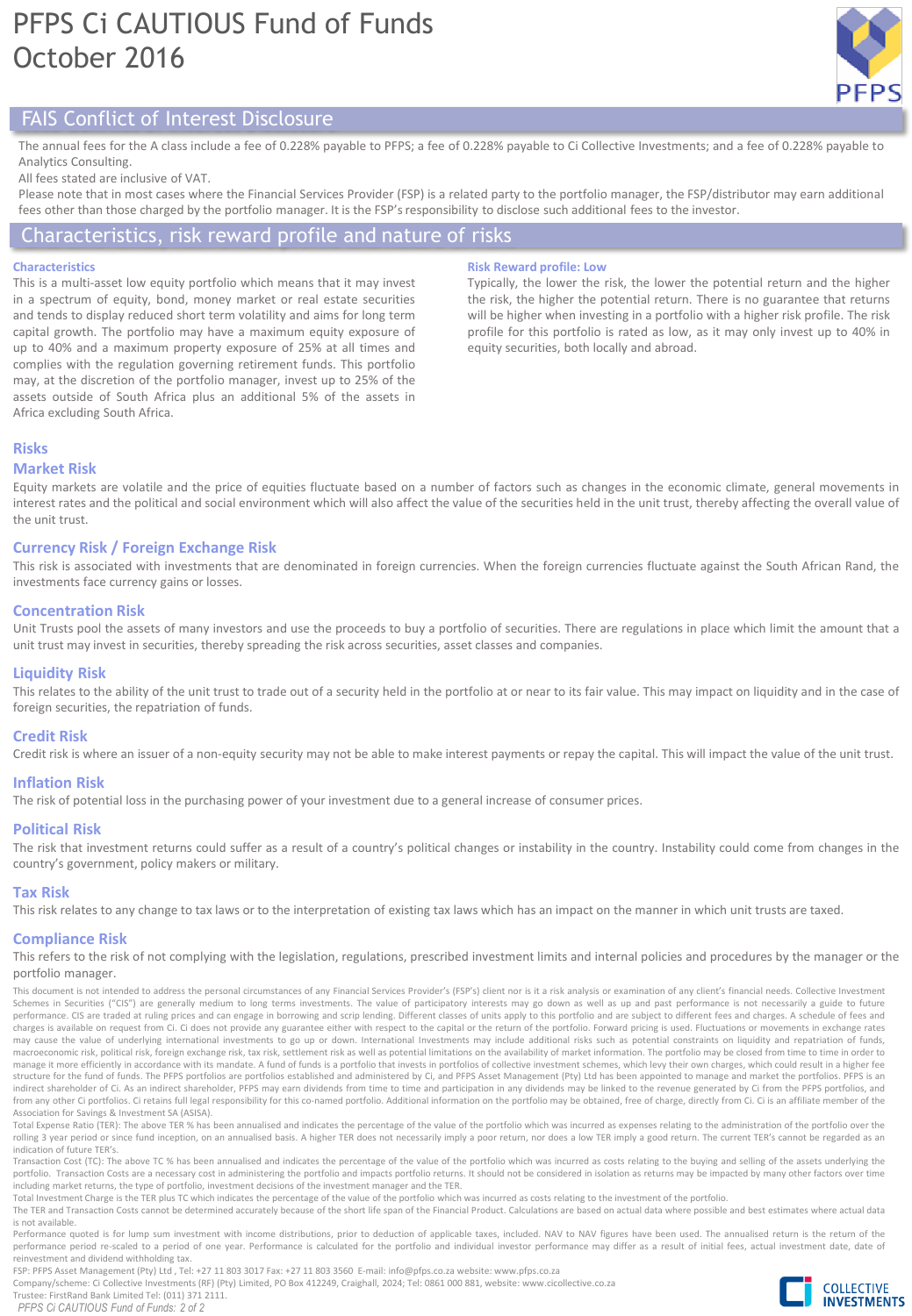# PFPS Ci CAUTIOUS Fund of Funds
# October 2016

## FAIS Conflict of Interest Disclosure

The annual fees for the A class include a fee of 0.228% payable to PFPS; a fee of 0.228% payable to Ci Collective Investments; and a fee of 0.228% payable to Analytics Consulting.

All fees stated are inclusive of VAT.

Please note that in most cases where the Financial Services Provider (FSP) is a related party to the portfolio manager, the FSP/distributor may earn additional fees other than those charged by the portfolio manager. It is the FSP's responsibility to disclose such additional fees to the investor.

## Characteristics, risk reward profile and nature of risks

### Characteristics

This is a multi-asset low equity portfolio which means that it may invest in a spectrum of equity, bond, money market or real estate securities and tends to display reduced short term volatility and aims for long term capital growth. The portfolio may have a maximum equity exposure of up to 40% and a maximum property exposure of 25% at all times and complies with the regulation governing retirement funds. This portfolio may, at the discretion of the portfolio manager, invest up to 25% of the assets outside of South Africa plus an additional 5% of the assets in Africa excluding South Africa.

### Risk Reward profile: Low

Typically, the lower the risk, the lower the potential return and the higher the risk, the higher the potential return. There is no guarantee that returns will be higher when investing in a portfolio with a higher risk profile. The risk profile for this portfolio is rated as low, as it may only invest up to 40% in equity securities, both locally and abroad.

### Risks

#### Market Risk

Equity markets are volatile and the price of equities fluctuate based on a number of factors such as changes in the economic climate, general movements in interest rates and the political and social environment which will also affect the value of the securities held in the unit trust, thereby affecting the overall value of the unit trust.

#### Currency Risk / Foreign Exchange Risk

This risk is associated with investments that are denominated in foreign currencies. When the foreign currencies fluctuate against the South African Rand, the investments face currency gains or losses.

#### Concentration Risk

Unit Trusts pool the assets of many investors and use the proceeds to buy a portfolio of securities. There are regulations in place which limit the amount that a unit trust may invest in securities, thereby spreading the risk across securities, asset classes and companies.

#### Liquidity Risk

This relates to the ability of the unit trust to trade out of a security held in the portfolio at or near to its fair value. This may impact on liquidity and in the case of foreign securities, the repatriation of funds.

#### Credit Risk

Credit risk is where an issuer of a non-equity security may not be able to make interest payments or repay the capital. This will impact the value of the unit trust.

#### Inflation Risk

The risk of potential loss in the purchasing power of your investment due to a general increase of consumer prices.

#### Political Risk

The risk that investment returns could suffer as a result of a country's political changes or instability in the country. Instability could come from changes in the country's government, policy makers or military.

#### Tax Risk

This risk relates to any change to tax laws or to the interpretation of existing tax laws which has an impact on the manner in which unit trusts are taxed.

#### Compliance Risk

This refers to the risk of not complying with the legislation, regulations, prescribed investment limits and internal policies and procedures by the manager or the portfolio manager.

This document is not intended to address the personal circumstances of any Financial Services Provider's (FSP's) client nor is it a risk analysis or examination of any client's financial needs. Collective Investment Schemes in Securities ("CIS") are generally medium to long terms investments. The value of participatory interests may go down as well as up and past performance is not necessarily a guide to future performance. CIS are traded at ruling prices and can engage in borrowing and scrip lending. Different classes of units apply to this portfolio and are subject to different fees and charges. A schedule of fees and charges is available on request from Ci. Ci does not provide any guarantee either with respect to the capital or the return of the portfolio. Forward pricing is used. Fluctuations or movements in exchange rates may cause the value of underlying international investments to go up or down. International Investments may include additional risks such as potential constraints on liquidity and repatriation of funds, macroeconomic risk, political risk, foreign exchange risk, tax risk, settlement risk as well as potential limitations on the availability of market information. The portfolio may be closed from time to time in order to manage it more efficiently in accordance with its mandate. A fund of funds is a portfolio that invests in portfolios of collective investment schemes, which levy their own charges, which could result in a higher fee structure for the fund of funds. The PFPS portfolios are portfolios established and administered by Ci, and PFPS Asset Management (Pty) Ltd has been appointed to manage and market the portfolios. PFPS is an indirect shareholder of Ci. As an indirect shareholder, PFPS may earn dividends from time to time and participation in any dividends may be linked to the revenue generated by Ci from the PFPS portfolios, and from any other Ci portfolios. Ci retains full legal responsibility for this co-named portfolio. Additional information on the portfolio may be obtained, free of charge, directly from Ci. Ci is an affiliate member of the Association for Savings & Investment SA (ASISA).

Total Expense Ratio (TER): The above TER % has been annualised and indicates the percentage of the value of the portfolio which was incurred as expenses relating to the administration of the portfolio over the rolling 3 year period or since fund inception, on an annualised basis. A higher TER does not necessarily imply a poor return, nor does a low TER imply a good return. The current TER's cannot be regarded as an indication of future TER's.

Transaction Cost (TC): The above TC % has been annualised and indicates the percentage of the value of the portfolio which was incurred as costs relating to the buying and selling of the assets underlying the portfolio. Transaction Costs are a necessary cost in administering the portfolio and impacts portfolio returns. It should not be considered in isolation as returns may be impacted by many other factors over time including market returns, the type of portfolio, investment decisions of the investment manager and the TER.

Total Investment Charge is the TER plus TC which indicates the percentage of the value of the portfolio which was incurred as costs relating to the investment of the portfolio.

The TER and Transaction Costs cannot be determined accurately because of the short life span of the Financial Product. Calculations are based on actual data where possible and best estimates where actual data is not available.

Performance quoted is for lump sum investment with income distributions, prior to deduction of applicable taxes, included. NAV to NAV figures have been used. The annualised return is the return of the performance period re-scaled to a period of one year. Performance is calculated for the portfolio and individual investor performance may differ as a result of initial fees, actual investment date, date of reinvestment and dividend withholding tax.

FSP: PFPS Asset Management (Pty) Ltd , Tel: +27 11 803 3017 Fax: +27 11 803 3560 E-mail: info@pfps.co.za website: www.pfps.co.za

Company/scheme: Ci Collective Investments (RF) (Pty) Limited, PO Box 412249, Craighall, 2024; Tel: 0861 000 881, website: www.cicollective.co.za

Trustee: FirstRand Bank Limited Tel: (011) 371 2111.